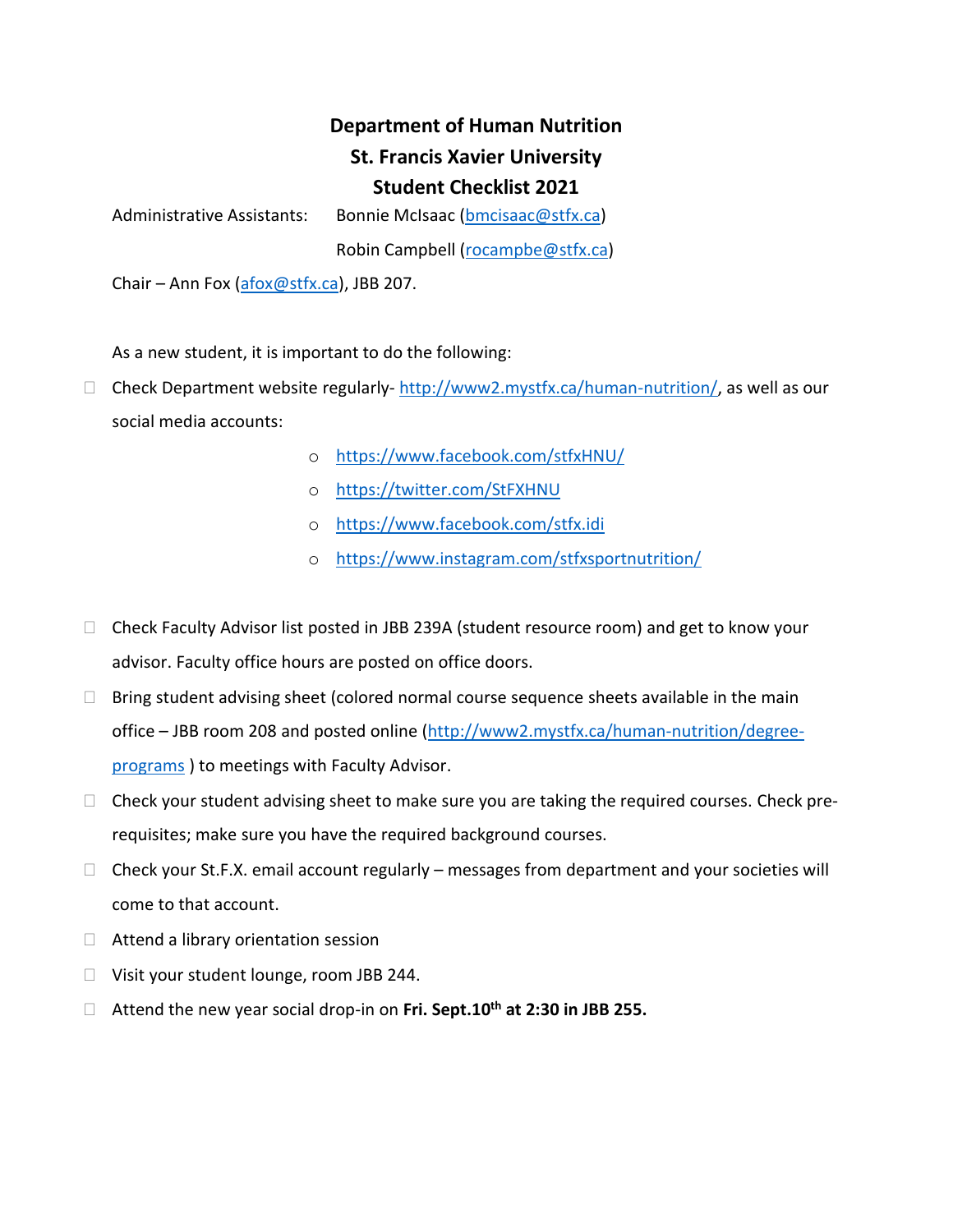# Department of Human Nutrition
# St. Francis Xavier University
# Student Checklist 2021

Administrative Assistants: Bonnie McIsaac (bmcisaac@stfx.ca)

Robin Campbell (rocampbe@stfx.ca)

Chair – Ann Fox (afox@stfx.ca), JBB 207.

As a new student, it is important to do the following:

- [ ] Check Department website regularly- http://www2.mystfx.ca/human-nutrition/, as well as our social media accounts:
    - https://www.facebook.com/stfxHNU/
    - https://twitter.com/StFXHNU
    - https://www.facebook.com/stfx.idi
    - https://www.instagram.com/stfxsportnutrition/
- [ ] Check Faculty Advisor list posted in JBB 239A (student resource room) and get to know your advisor. Faculty office hours are posted on office doors.
- [ ] Bring student advising sheet (colored normal course sequence sheets available in the main office – JBB room 208 and posted online (http://www2.mystfx.ca/human-nutrition/degree-programs ) to meetings with Faculty Advisor.
- [ ] Check your student advising sheet to make sure you are taking the required courses. Check pre-requisites; make sure you have the required background courses.
- [ ] Check your St.F.X. email account regularly – messages from department and your societies will come to that account.
- [ ] Attend a library orientation session
- [ ] Visit your student lounge, room JBB 244.
- [ ] Attend the new year social drop-in on **Fri. Sept.10th at 2:30 in JBB 255.**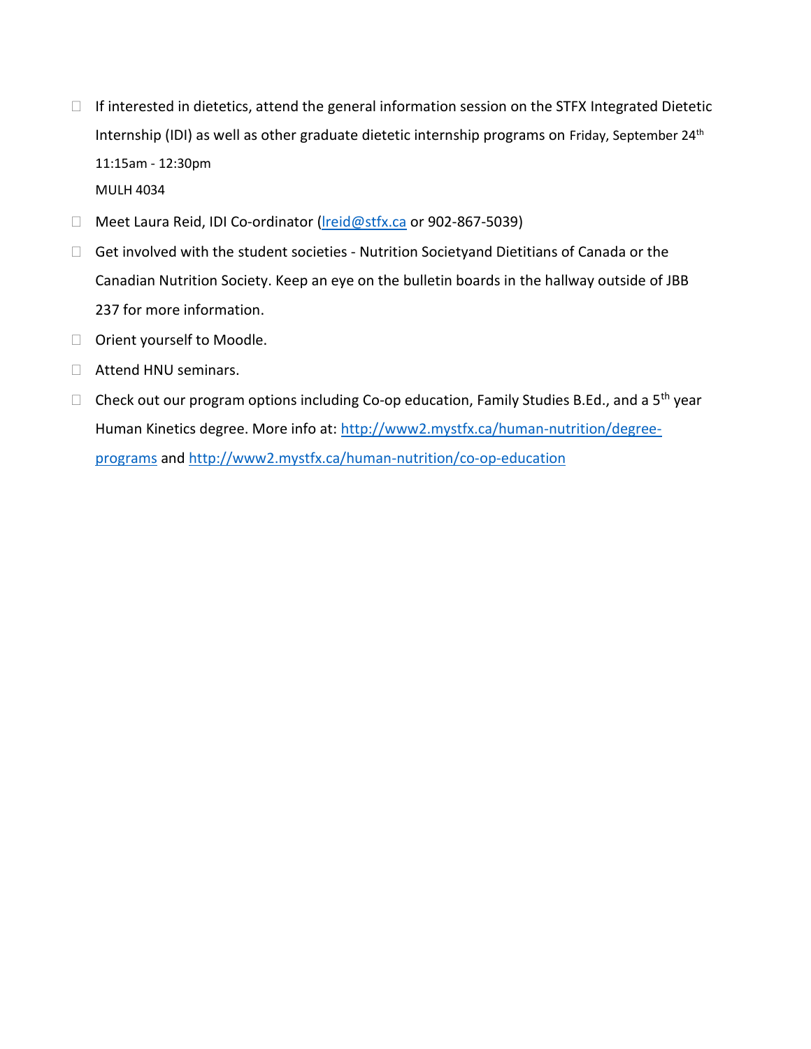- If interested in dietetics, attend the general information session on the STFX Integrated Dietetic Internship (IDI) as well as other graduate dietetic internship programs on Friday, September 24th
  11:15am - 12:30pm
  MULH 4034
- Meet Laura Reid, IDI Co-ordinator (lreid@stfx.ca or 902-867-5039)
- Get involved with the student societies - Nutrition Societyand Dietitians of Canada or the Canadian Nutrition Society. Keep an eye on the bulletin boards in the hallway outside of JBB 237 for more information.
- Orient yourself to Moodle.
- Attend HNU seminars.
- Check out our program options including Co-op education, Family Studies B.Ed., and a 5th year Human Kinetics degree. More info at: http://www2.mystfx.ca/human-nutrition/degree-programs and http://www2.mystfx.ca/human-nutrition/co-op-education